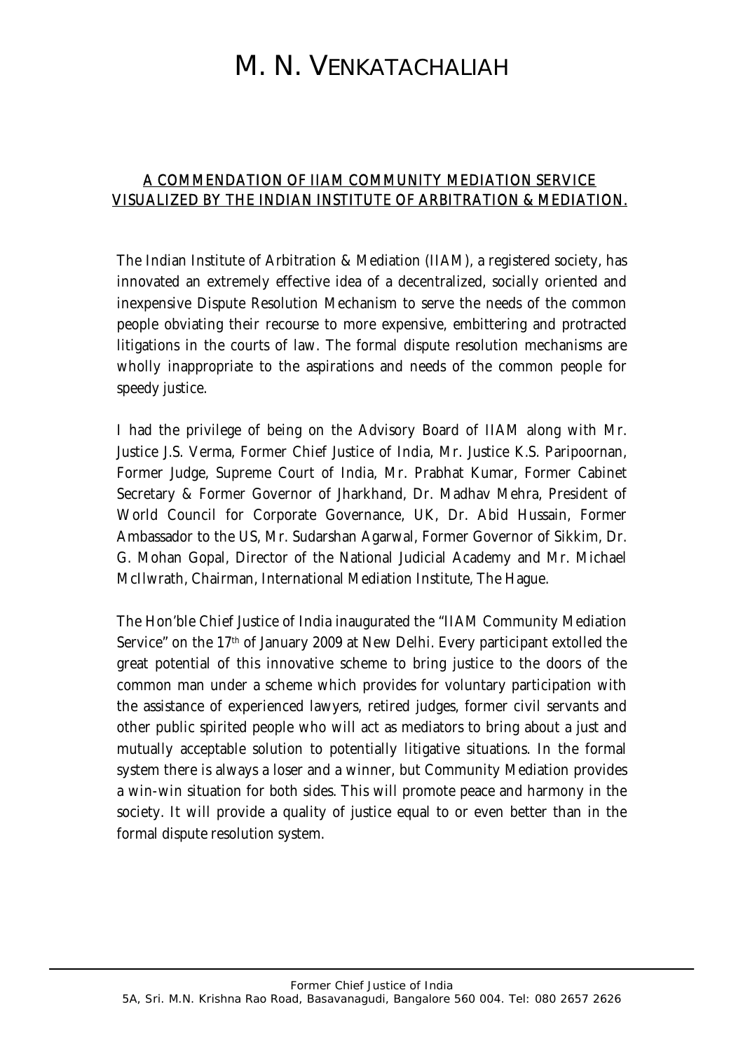# M. N. VENKATACHALIAH

**A COMMENDATION OF IIAM COMMUNITY MEDIATION SERVICE VISUALIZED BY THE INDIAN INSTITUTE OF ARBITRATION & MEDIATION.**

The Indian Institute of Arbitration & Mediation (IIAM), a registered society, has innovated an extremely effective idea of a decentralized, socially oriented and inexpensive Dispute Resolution Mechanism to serve the needs of the common people obviating their recourse to more expensive, embittering and protracted litigations in the courts of law. The formal dispute resolution mechanisms are wholly inappropriate to the aspirations and needs of the common people for speedy justice.

I had the privilege of being on the Advisory Board of IIAM along with Mr. Justice J.S. Verma, Former Chief Justice of India, Mr. Justice K.S. Paripoornan, Former Judge, Supreme Court of India, Mr. Prabhat Kumar, Former Cabinet Secretary & Former Governor of Jharkhand, Dr. Madhav Mehra, President of World Council for Corporate Governance, UK, Dr. Abid Hussain, Former Ambassador to the US, Mr. Sudarshan Agarwal, Former Governor of Sikkim, Dr. G. Mohan Gopal, Director of the National Judicial Academy and Mr. Michael McIlwrath, Chairman, International Mediation Institute, The Hague.

The Hon'ble Chief Justice of India inaugurated the "IIAM Community Mediation Service" on the 17th of January 2009 at New Delhi. Every participant extolled the great potential of this innovative scheme to bring justice to the doors of the common man under a scheme which provides for voluntary participation with the assistance of experienced lawyers, retired judges, former civil servants and other public spirited people who will act as mediators to bring about a just and mutually acceptable solution to potentially litigative situations. In the formal system there is always a loser and a winner, but Community Mediation provides a win-win situation for both sides. This will promote peace and harmony in the society. It will provide a quality of justice equal to or even better than in the formal dispute resolution system.

Former Chief Justice of India
5A, Sri. M.N. Krishna Rao Road, Basavanagudi, Bangalore 560 004. Tel: 080 2657 2626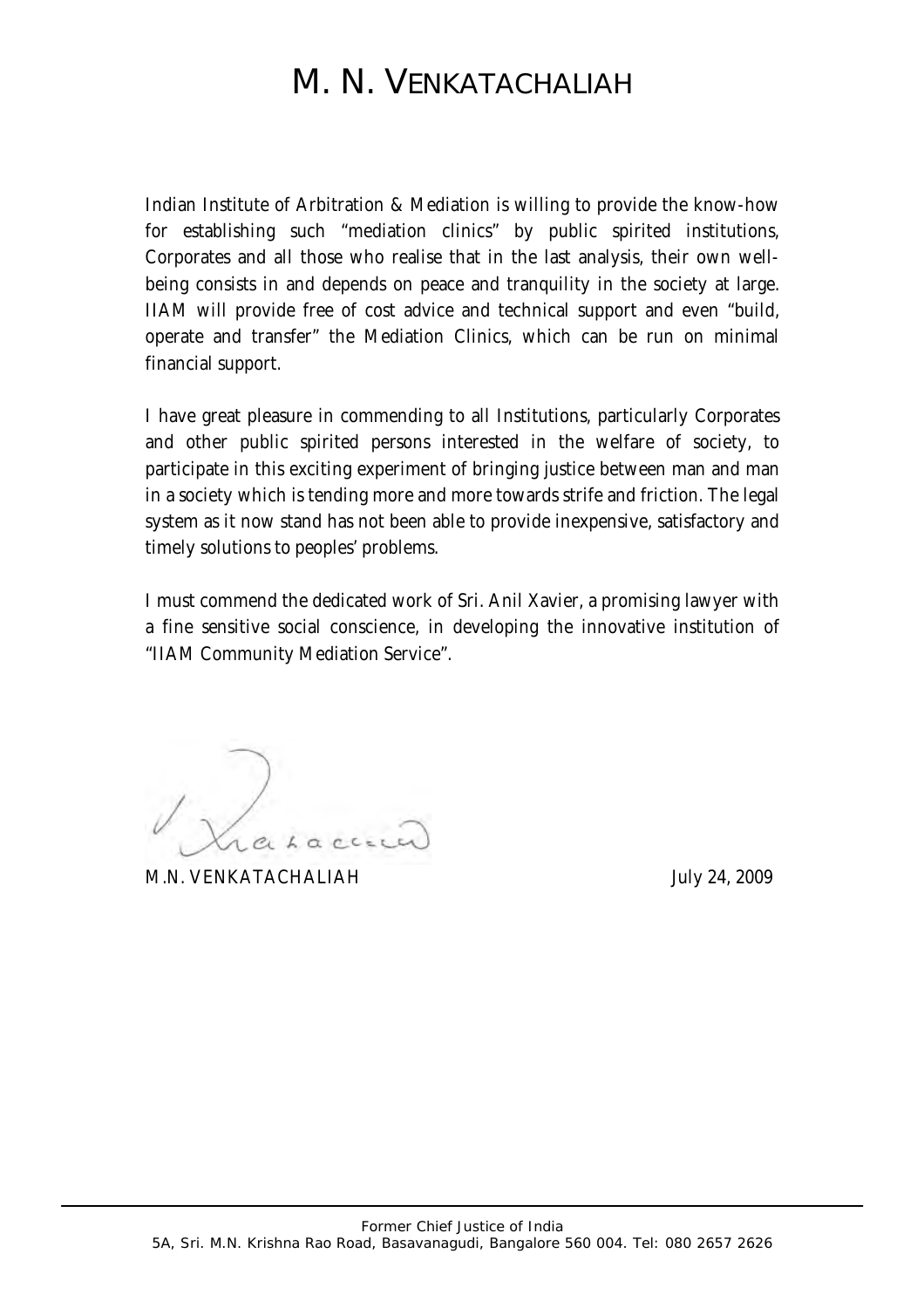# M. N. VENKATACHALIAH

Indian Institute of Arbitration & Mediation is willing to provide the know-how for establishing such "mediation clinics" by public spirited institutions, Corporates and all those who realise that in the last analysis, their own well-being consists in and depends on peace and tranquility in the society at large. IIAM will provide free of cost advice and technical support and even "build, operate and transfer" the Mediation Clinics, which can be run on minimal financial support.

I have great pleasure in commending to all Institutions, particularly Corporates and other public spirited persons interested in the welfare of society, to participate in this exciting experiment of bringing justice between man and man in a society which is tending more and more towards strife and friction. The legal system as it now stand has not been able to provide inexpensive, satisfactory and timely solutions to peoples' problems.

I must commend the dedicated work of Sri. Anil Xavier, a promising lawyer with a fine sensitive social conscience, in developing the innovative institution of "IIAM Community Mediation Service".

M.N. VENKATACHALIAH July 24, 2009

Former Chief Justice of India
5A, Sri. M.N. Krishna Rao Road, Basavanagudi, Bangalore 560 004. Tel: 080 2657 2626